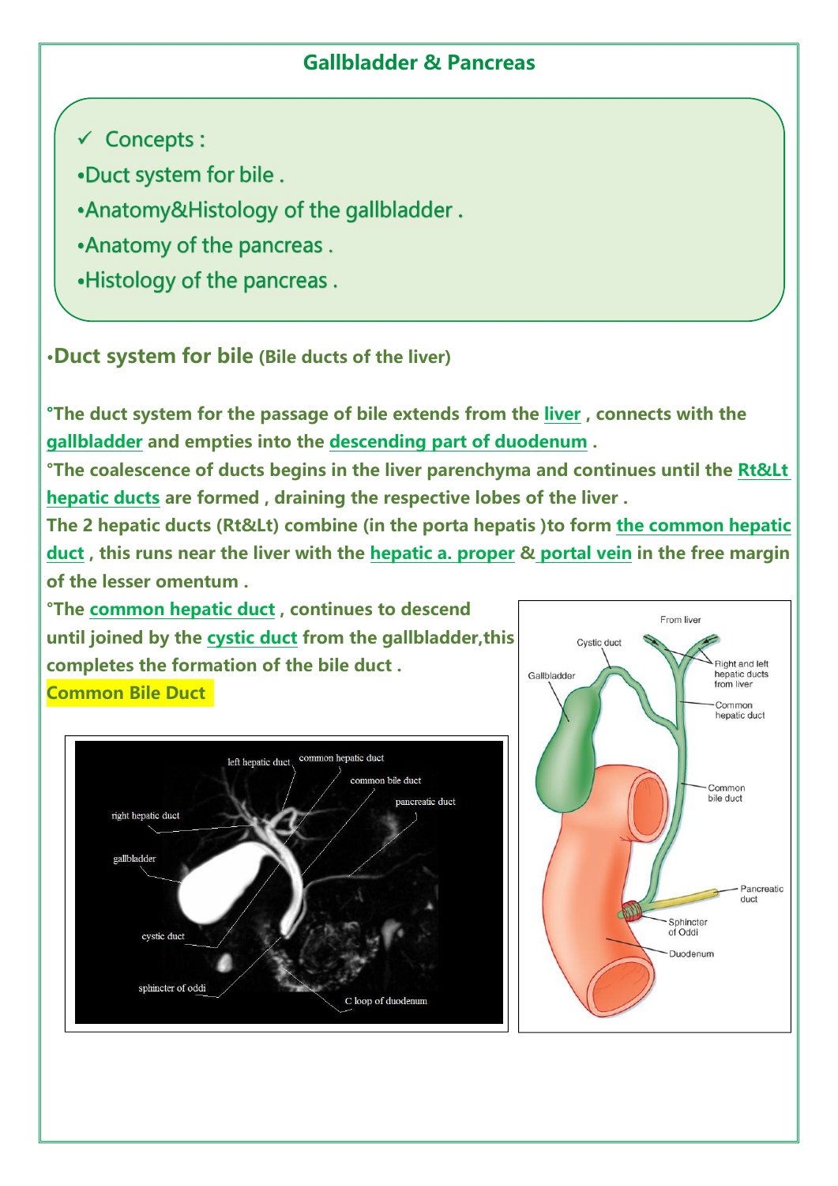# Gallbladder & Pancreas

✓ Concepts :

- Duct system for bile .
- Anatomy&Histology of the gallbladder .
- Anatomy of the pancreas .
- Histology of the pancreas .

## •Duct system for bile (Bile ducts of the liver)

**°The duct system for the passage of bile extends from the liver , connects with the gallbladder and empties into the descending part of duodenum .**

**°The coalescence of ducts begins in the liver parenchyma and continues until the Rt&Lt hepatic ducts are formed , draining the respective lobes of the liver .**

**The 2 hepatic ducts (Rt&Lt) combine (in the porta hepatis )to form the common hepatic duct , this runs near the liver with the hepatic a. proper & portal vein in the free margin of the lesser omentum .**

**°The common hepatic duct , continues to descend until joined by the cystic duct from the gallbladder,this completes the formation of the bile duct .**

**Common Bile Duct**

left hepatic duct
common hepatic duct
common bile duct
pancreatic duct
right hepatic duct
gallbladder
cystic duct
sphincter of oddi
C loop of duodenum

From liver
Cystic duct
Gallbladder
Right and left hepatic ducts from liver
Common hepatic duct
Common bile duct
Pancreatic duct
Sphincter of Oddi
Duodenum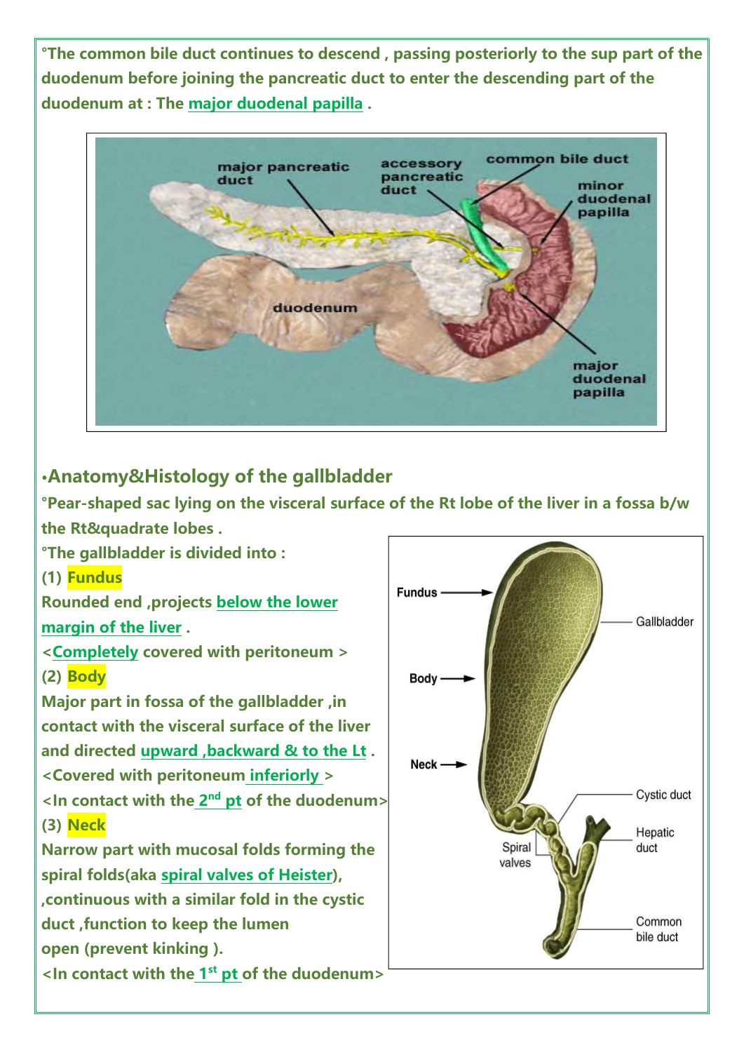°The common bile duct continues to descend , passing posteriorly to the sup part of the duodenum before joining the pancreatic duct to enter the descending part of the duodenum at : The major duodenal papilla .

## •Anatomy&Histology of the gallbladder

°Pear-shaped sac lying on the visceral surface of the Rt lobe of the liver in a fossa b/w the Rt&quadrate lobes .

°The gallbladder is divided into :

(1) **Fundus**

Rounded end ,projects below the lower margin of the liver .

<Completely covered with peritoneum >

(2) **Body**

Major part in fossa of the gallbladder ,in contact with the visceral surface of the liver and directed upward ,backward & to the Lt .

<Covered with peritoneum inferiorly >

<In contact with the 2nd pt of the duodenum>

(3) **Neck**

Narrow part with mucosal folds forming the spiral folds(aka spiral valves of Heister), ,continuous with a similar fold in the cystic duct ,function to keep the lumen open (prevent kinking ).

<In contact with the 1st pt of the duodenum>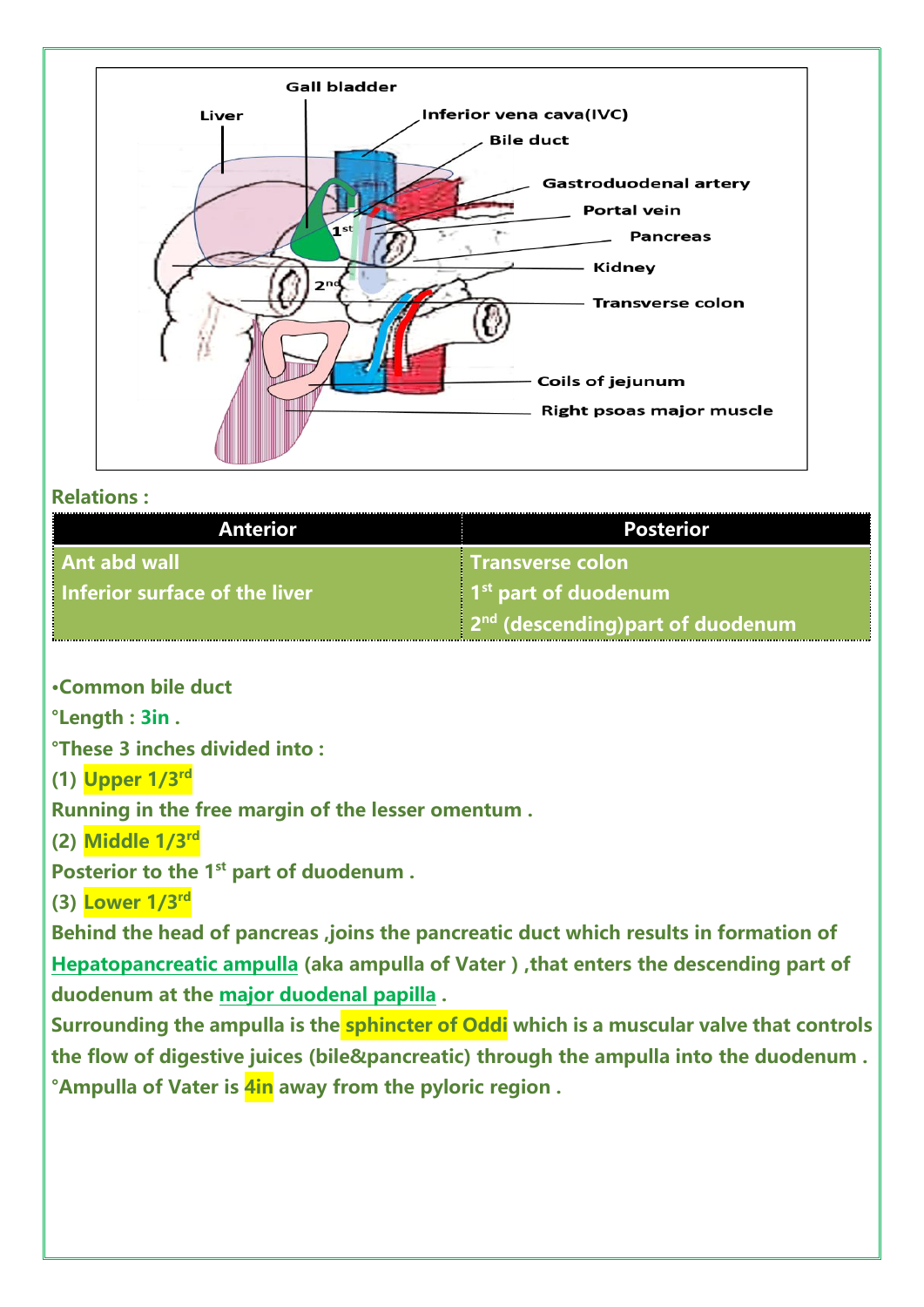Relations :

| Anterior | Posterior |
| --- | --- |
| Ant abd wall<br>Inferior surface of the liver | Transverse colon<br>1st part of duodenum<br>2nd (descending)part of duodenum |

•Common bile duct

°Length : 3in .

°These 3 inches divided into :

(1) Upper 1/3rd

Running in the free margin of the lesser omentum .

(2) Middle 1/3rd

Posterior to the 1st part of duodenum .

(3) Lower 1/3rd

Behind the head of pancreas ,joins the pancreatic duct which results in formation of Hepatopancreatic ampulla (aka ampulla of Vater ) ,that enters the descending part of duodenum at the major duodenal papilla .

Surrounding the ampulla is the sphincter of Oddi which is a muscular valve that controls the flow of digestive juices (bile&pancreatic) through the ampulla into the duodenum .

°Ampulla of Vater is 4in away from the pyloric region .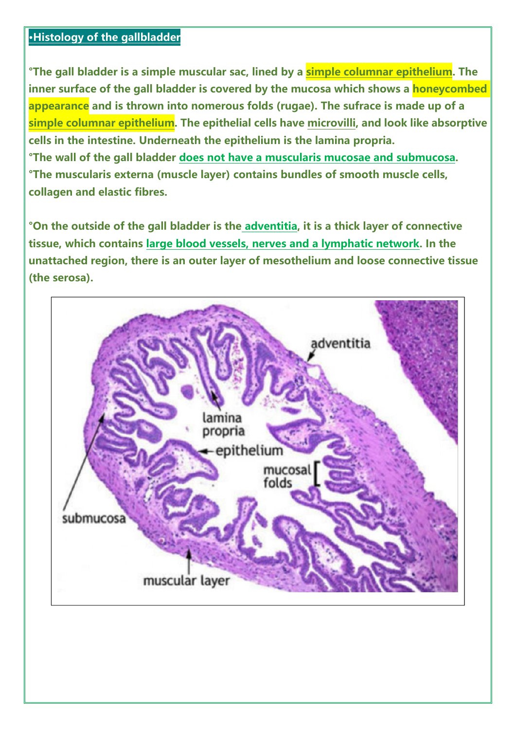## •Histology of the gallbladder

**°The gall bladder is a simple muscular sac, lined by a simple columnar epithelium. The inner surface of the gall bladder is covered by the mucosa which shows a honeycombed appearance and is thrown into nomerous folds (rugae). The sufrace is made up of a simple columnar epithelium. The epithelial cells have microvilli, and look like absorptive cells in the intestine. Underneath the epithelium is the lamina propria.**

**°The wall of the gall bladder does not have a muscularis mucosae and submucosa.**

**°The muscularis externa (muscle layer) contains bundles of smooth muscle cells, collagen and elastic fibres.**

**°On the outside of the gall bladder is the adventitia, it is a thick layer of connective tissue, which contains large blood vessels, nerves and a lymphatic network. In the unattached region, there is an outer layer of mesothelium and loose connective tissue (the serosa).**

adventitia
lamina propria
epithelium
mucosal folds
submucosa
muscular layer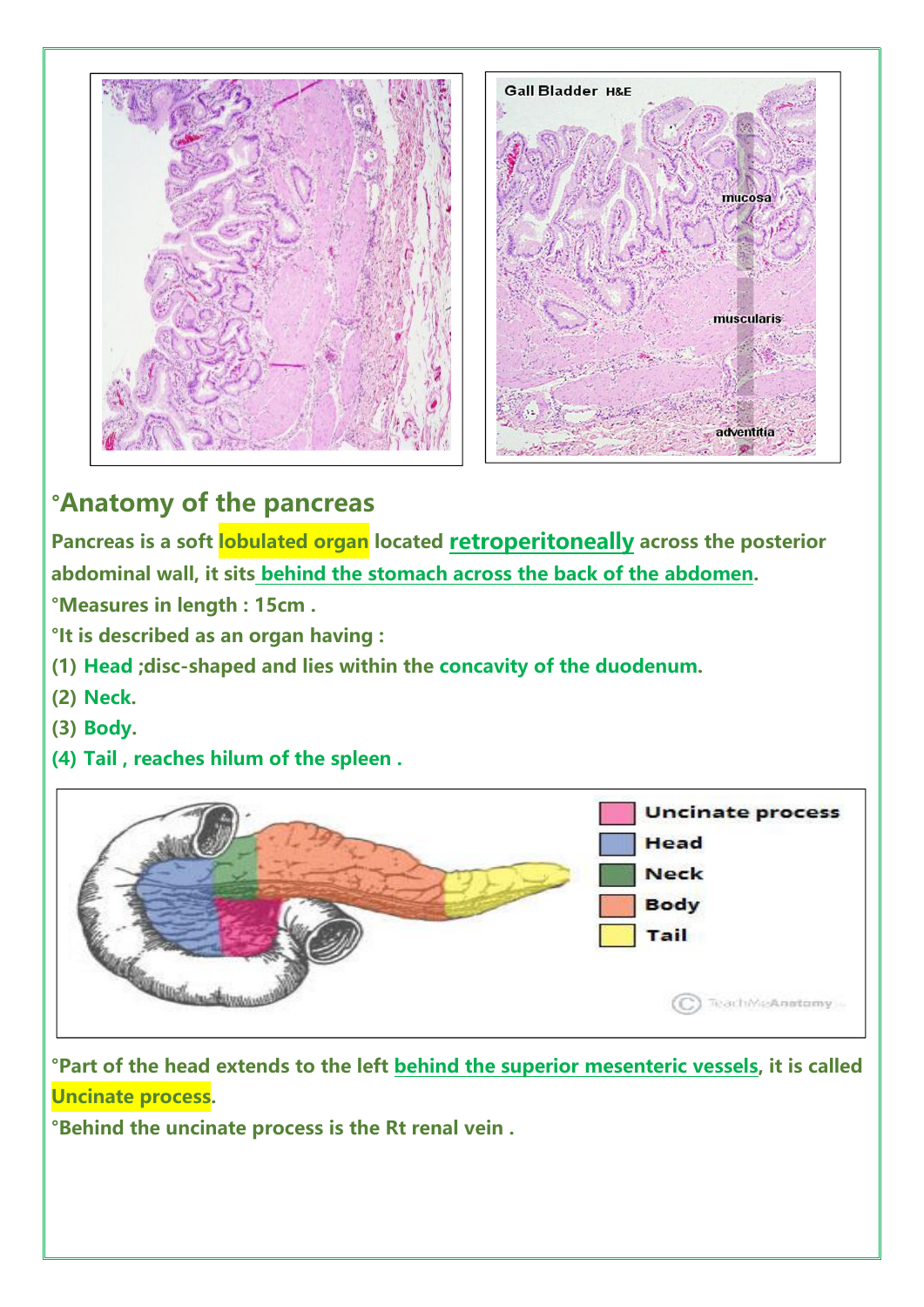Gall Bladder H&E

mucosa

muscularis

adventitia

## °Anatomy of the pancreas

**Pancreas is a soft lobulated organ located retroperitoneally across the posterior abdominal wall, it sits behind the stomach across the back of the abdomen.**

**°Measures in length : 15cm .**

**°It is described as an organ having :**

**(1) Head ;disc-shaped and lies within the concavity of the duodenum.**

**(2) Neck.**

**(3) Body.**

**(4) Tail , reaches hilum of the spleen .**

Uncinate process

Head

Neck

Body

Tail

© TeachMeAnatomy

**°Part of the head extends to the left behind the superior mesenteric vessels, it is called Uncinate process.**

**°Behind the uncinate process is the Rt renal vein .**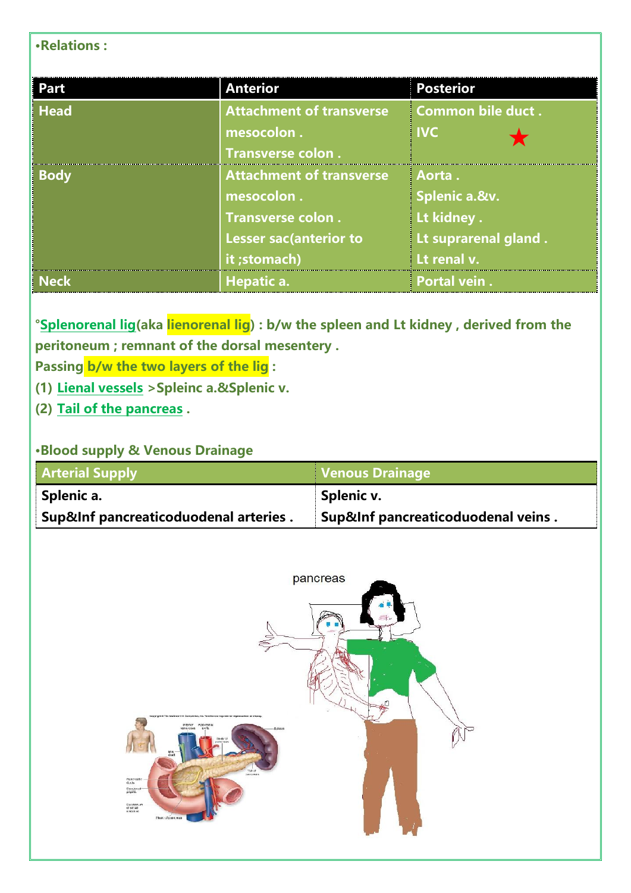•**Relations :**

| Part | Anterior | Posterior |
|---|---|---|
| Head | Attachment of transverse mesocolon . Transverse colon . | Common bile duct . IVC ★ |
| Body | Attachment of transverse mesocolon . Transverse colon . Lesser sac(anterior to it ;stomach) | Aorta . Splenic a.&v. Lt kidney . Lt suprarenal gland . Lt renal v. |
| Neck | Hepatic a. | Portal vein . |

°**Splenorenal lig**(aka **lienorenal lig**) : b/w the spleen and Lt kidney , derived from the peritoneum ; remnant of the dorsal mesentery .

Passing **b/w the two layers of the lig** :

(1) **Lienal vessels** >Spleinc a.&Splenic v.

(2) **Tail of the pancreas** .

•**Blood supply & Venous Drainage**

| Arterial Supply | Venous Drainage |
|---|---|
| Splenic a. | Splenic v. |
| Sup&Inf pancreaticoduodenal arteries . | Sup&Inf pancreaticoduodenal veins . |

pancreas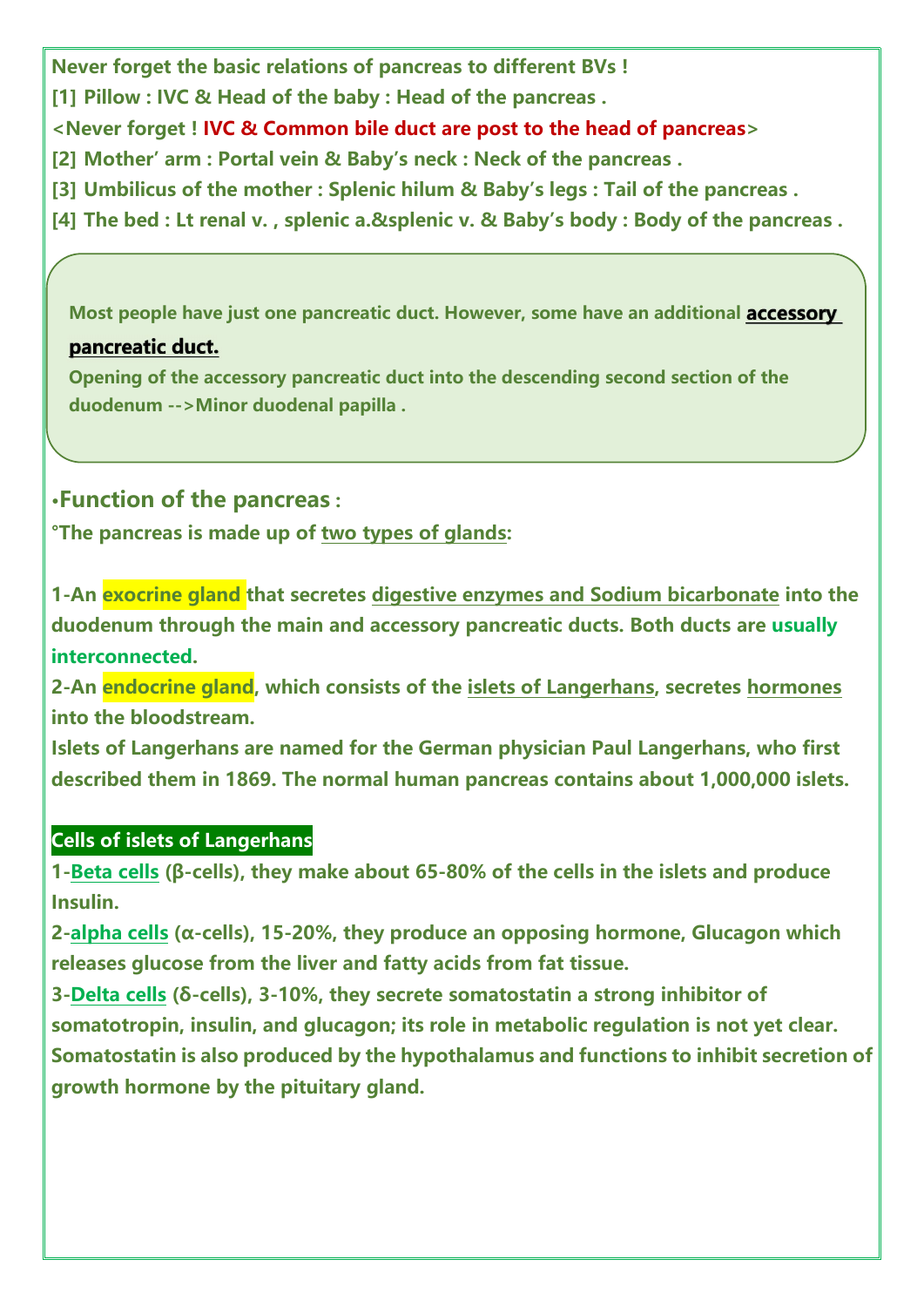**Never forget the basic relations of pancreas to different BVs !**

**[1] Pillow : IVC & Head of the baby : Head of the pancreas .**

**<Never forget ! IVC & Common bile duct are post to the head of pancreas>**

**[2] Mother' arm : Portal vein & Baby's neck : Neck of the pancreas .**

**[3] Umbilicus of the mother : Splenic hilum & Baby's legs : Tail of the pancreas .**

**[4] The bed : Lt renal v. , splenic a.&splenic v. & Baby's body : Body of the pancreas .**

> **Most people have just one pancreatic duct. However, some have an additional accessory pancreatic duct.**
>
> **Opening of the accessory pancreatic duct into the descending second section of the duodenum -->Minor duodenal papilla .**

## •Function of the pancreas :

**°The pancreas is made up of two types of glands:**

**1-An exocrine gland that secretes digestive enzymes and Sodium bicarbonate into the duodenum through the main and accessory pancreatic ducts. Both ducts are usually interconnected.**

**2-An endocrine gland, which consists of the islets of Langerhans, secretes hormones into the bloodstream.**

**Islets of Langerhans are named for the German physician Paul Langerhans, who first described them in 1869. The normal human pancreas contains about 1,000,000 islets.**

### Cells of islets of Langerhans

**1-Beta cells (β-cells), they make about 65-80% of the cells in the islets and produce Insulin.**

**2-alpha cells (α-cells), 15-20%, they produce an opposing hormone, Glucagon which releases glucose from the liver and fatty acids from fat tissue.**

**3-Delta cells (δ-cells), 3-10%, they secrete somatostatin a strong inhibitor of somatotropin, insulin, and glucagon; its role in metabolic regulation is not yet clear. Somatostatin is also produced by the hypothalamus and functions to inhibit secretion of growth hormone by the pituitary gland.**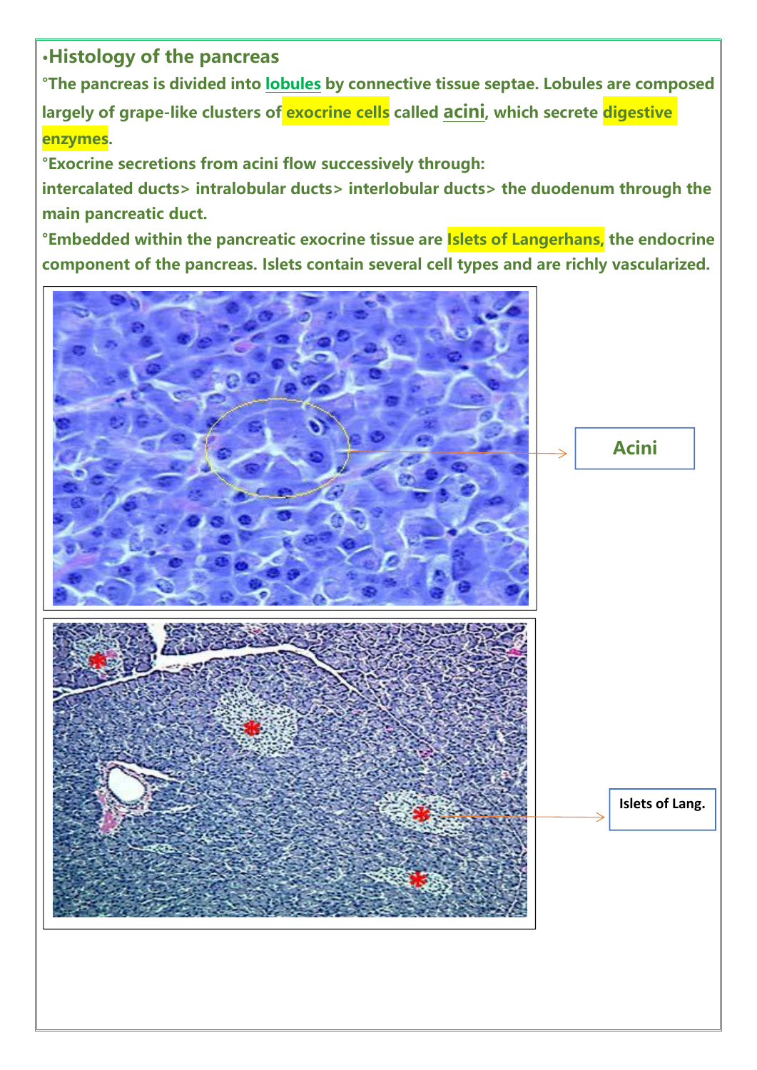## •Histology of the pancreas

°The pancreas is divided into lobules by connective tissue septae. Lobules are composed largely of grape-like clusters of exocrine cells called acini, which secrete digestive enzymes.

°Exocrine secretions from acini flow successively through:

intercalated ducts> intralobular ducts> interlobular ducts> the duodenum through the main pancreatic duct.

°Embedded within the pancreatic exocrine tissue are Islets of Langerhans, the endocrine component of the pancreas. Islets contain several cell types and are richly vascularized.

Acini

Islets of Lang.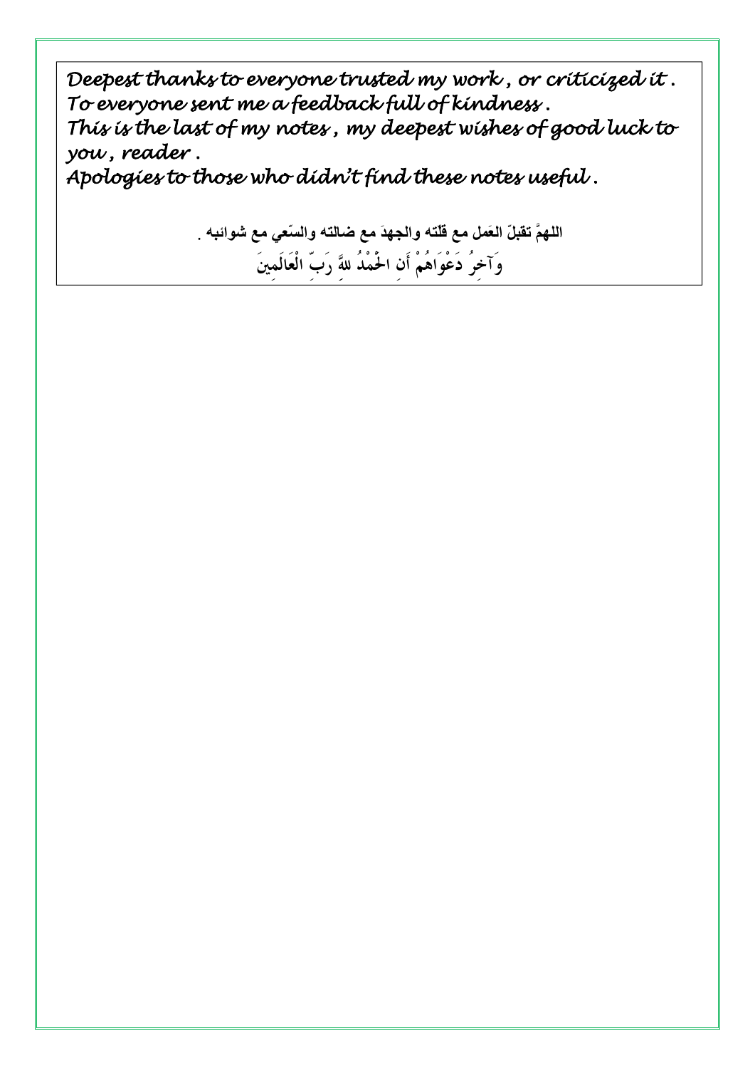*Deepest thanks to everyone trusted my work , or criticized it .*
*To everyone sent me a feedback full of kindness .*
*This is the last of my notes , my deepest wishes of good luck to you , reader .*
*Apologies to those who didn't find these notes useful .*

**اللهمَّ تقبلّ العَمل مع قلّته والجهدَ مع ضالته والسّعي مع شوائبه .**

**وَآخِرُ دَعْوَاهُمْ أَنِ الْحَمْدُ للهِ رَبِّ الْعَالَمِينَ**